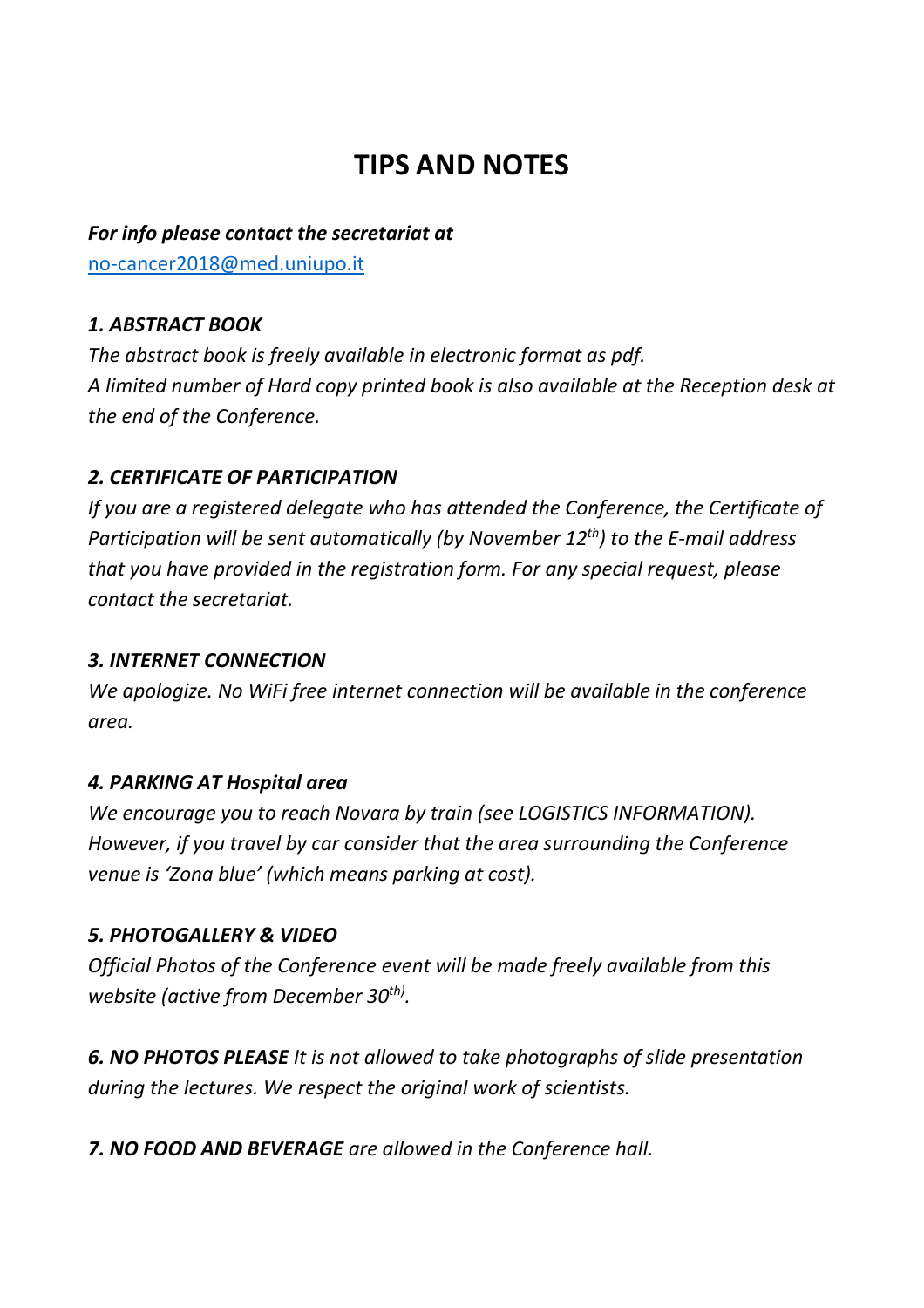# TIPS AND NOTES

***For info please contact the secretariat at***
no-cancer2018@med.uniupo.it

### *1. ABSTRACT BOOK*

*The abstract book is freely available in electronic format as pdf.*
*A limited number of Hard copy printed book is also available at the Reception desk at the end of the Conference.*

### *2. CERTIFICATE OF PARTICIPATION*

*If you are a registered delegate who has attended the Conference, the Certificate of Participation will be sent automatically (by November 12th) to the E-mail address that you have provided in the registration form. For any special request, please contact the secretariat.*

### *3. INTERNET CONNECTION*

*We apologize. No WiFi free internet connection will be available in the conference area.*

### *4. PARKING AT Hospital area*

*We encourage you to reach Novara by train (see LOGISTICS INFORMATION). However, if you travel by car consider that the area surrounding the Conference venue is 'Zona blue' (which means parking at cost).*

### *5. PHOTOGALLERY & VIDEO*

*Official Photos of the Conference event will be made freely available from this website (active from December 30th).*

***6. NO PHOTOS PLEASE*** *It is not allowed to take photographs of slide presentation during the lectures. We respect the original work of scientists.*

***7. NO FOOD AND BEVERAGE*** *are allowed in the Conference hall.*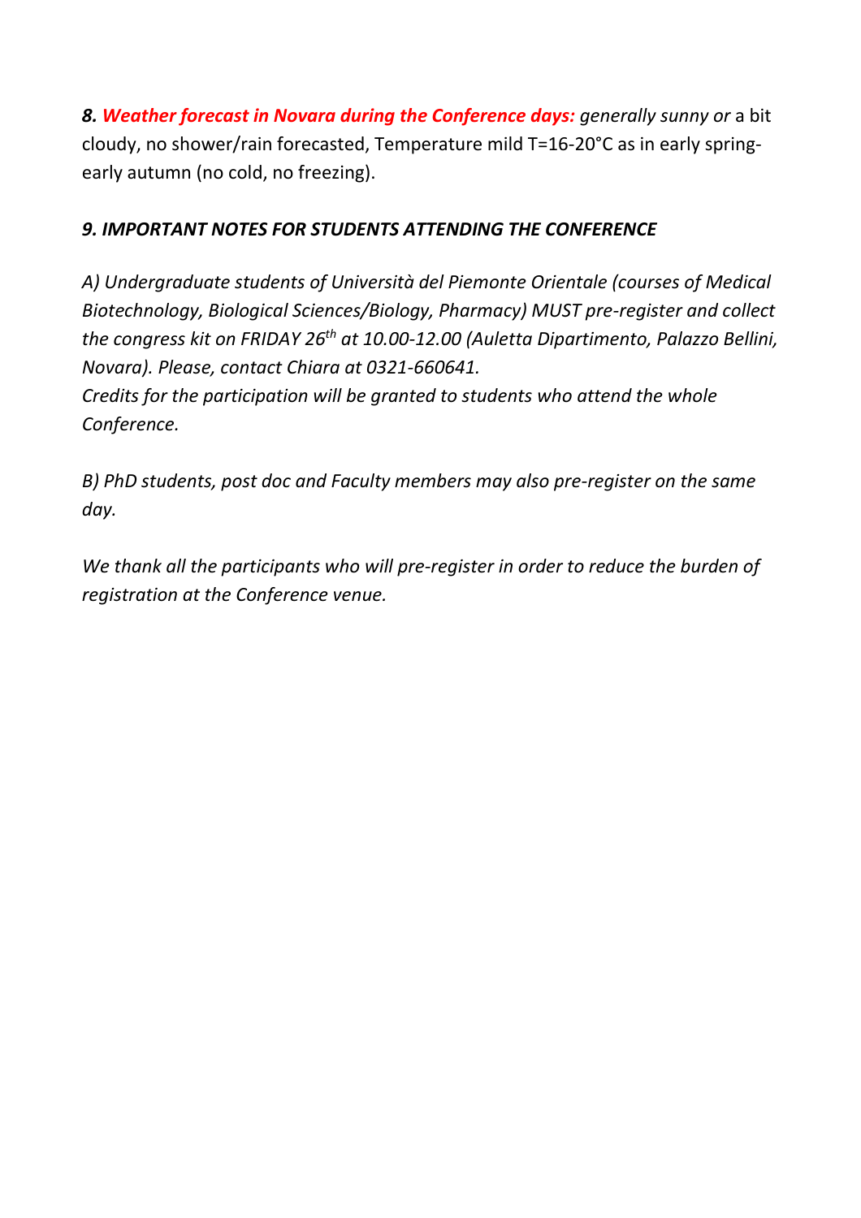***8. Weather forecast in Novara during the Conference days:*** *generally sunny or* a bit cloudy, no shower/rain forecasted, Temperature mild T=16-20°C as in early spring-early autumn (no cold, no freezing).

***9. IMPORTANT NOTES FOR STUDENTS ATTENDING THE CONFERENCE***

*A) Undergraduate students of Università del Piemonte Orientale (courses of Medical Biotechnology, Biological Sciences/Biology, Pharmacy) MUST pre-register and collect the congress kit on FRIDAY 26th at 10.00-12.00 (Auletta Dipartimento, Palazzo Bellini, Novara). Please, contact Chiara at 0321-660641.*
*Credits for the participation will be granted to students who attend the whole Conference.*

*B) PhD students, post doc and Faculty members may also pre-register on the same day.*

*We thank all the participants who will pre-register in order to reduce the burden of registration at the Conference venue.*